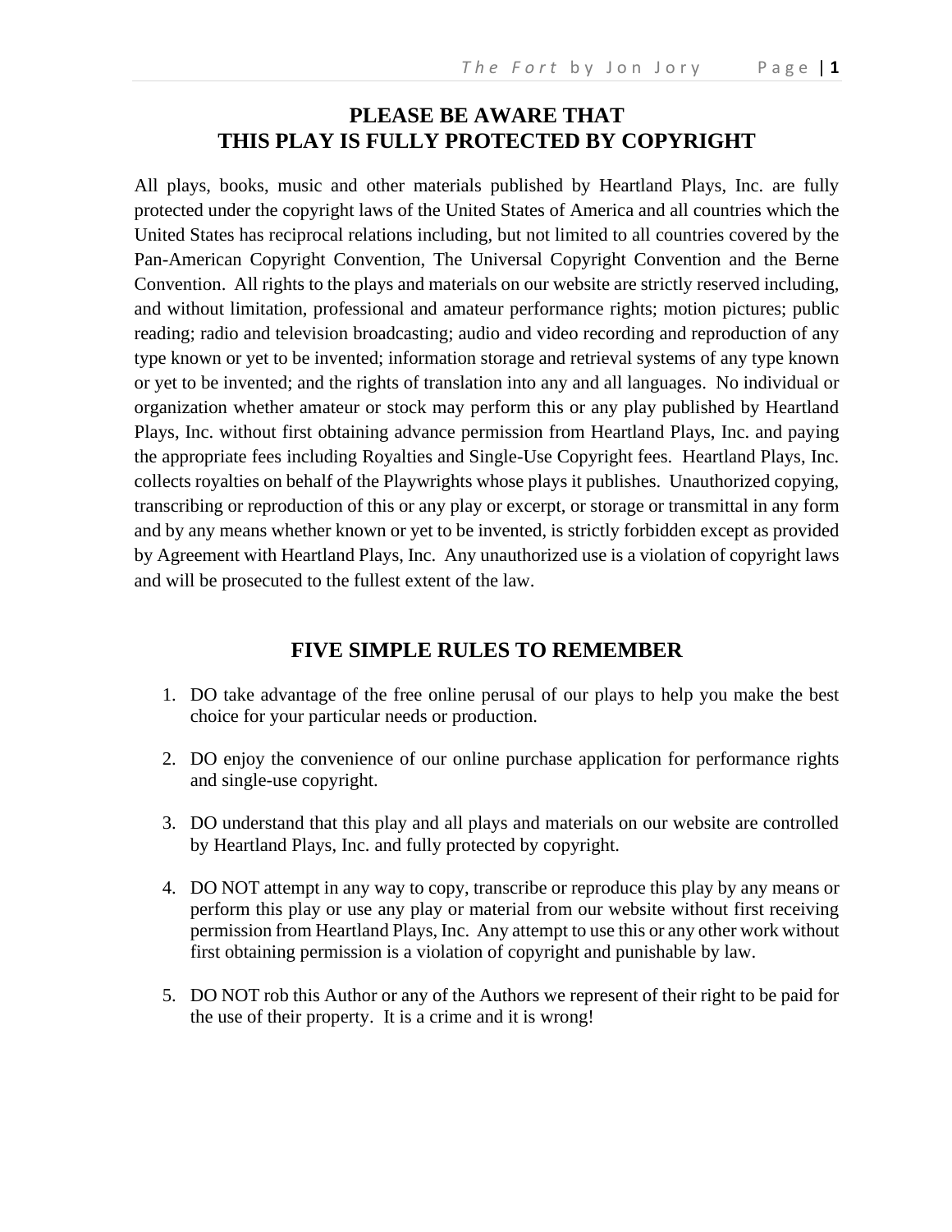# PLEASE BE AWARE THAT
# THIS PLAY IS FULLY PROTECTED BY COPYRIGHT

All plays, books, music and other materials published by Heartland Plays, Inc. are fully protected under the copyright laws of the United States of America and all countries which the United States has reciprocal relations including, but not limited to all countries covered by the Pan-American Copyright Convention, The Universal Copyright Convention and the Berne Convention. All rights to the plays and materials on our website are strictly reserved including, and without limitation, professional and amateur performance rights; motion pictures; public reading; radio and television broadcasting; audio and video recording and reproduction of any type known or yet to be invented; information storage and retrieval systems of any type known or yet to be invented; and the rights of translation into any and all languages. No individual or organization whether amateur or stock may perform this or any play published by Heartland Plays, Inc. without first obtaining advance permission from Heartland Plays, Inc. and paying the appropriate fees including Royalties and Single-Use Copyright fees. Heartland Plays, Inc. collects royalties on behalf of the Playwrights whose plays it publishes. Unauthorized copying, transcribing or reproduction of this or any play or excerpt, or storage or transmittal in any form and by any means whether known or yet to be invented, is strictly forbidden except as provided by Agreement with Heartland Plays, Inc. Any unauthorized use is a violation of copyright laws and will be prosecuted to the fullest extent of the law.

## FIVE SIMPLE RULES TO REMEMBER

1. DO take advantage of the free online perusal of our plays to help you make the best choice for your particular needs or production.

2. DO enjoy the convenience of our online purchase application for performance rights and single-use copyright.

3. DO understand that this play and all plays and materials on our website are controlled by Heartland Plays, Inc. and fully protected by copyright.

4. DO NOT attempt in any way to copy, transcribe or reproduce this play by any means or perform this play or use any play or material from our website without first receiving permission from Heartland Plays, Inc. Any attempt to use this or any other work without first obtaining permission is a violation of copyright and punishable by law.

5. DO NOT rob this Author or any of the Authors we represent of their right to be paid for the use of their property. It is a crime and it is wrong!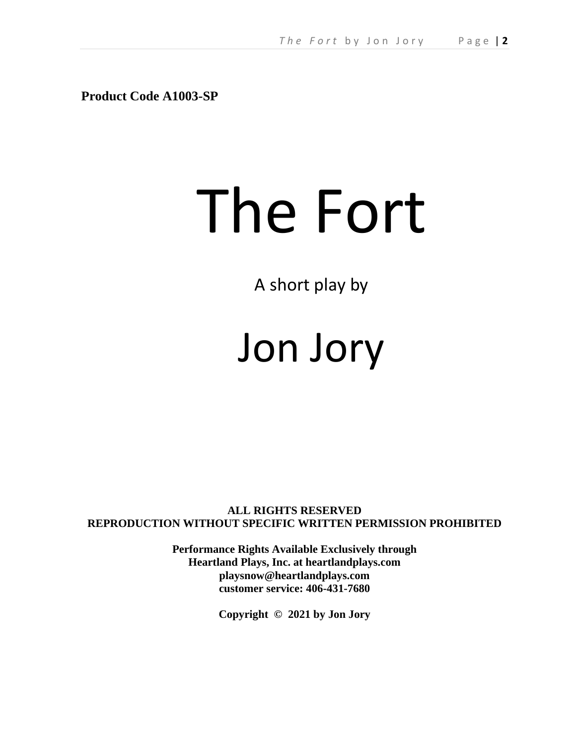**Product Code A1003-SP**

# The Fort

A short play by

## Jon Jory

**ALL RIGHTS RESERVED**
**REPRODUCTION WITHOUT SPECIFIC WRITTEN PERMISSION PROHIBITED**

**Performance Rights Available Exclusively through**
**Heartland Plays, Inc. at heartlandplays.com**
**playsnow@heartlandplays.com**
**customer service: 406-431-7680**

**Copyright © 2021 by Jon Jory**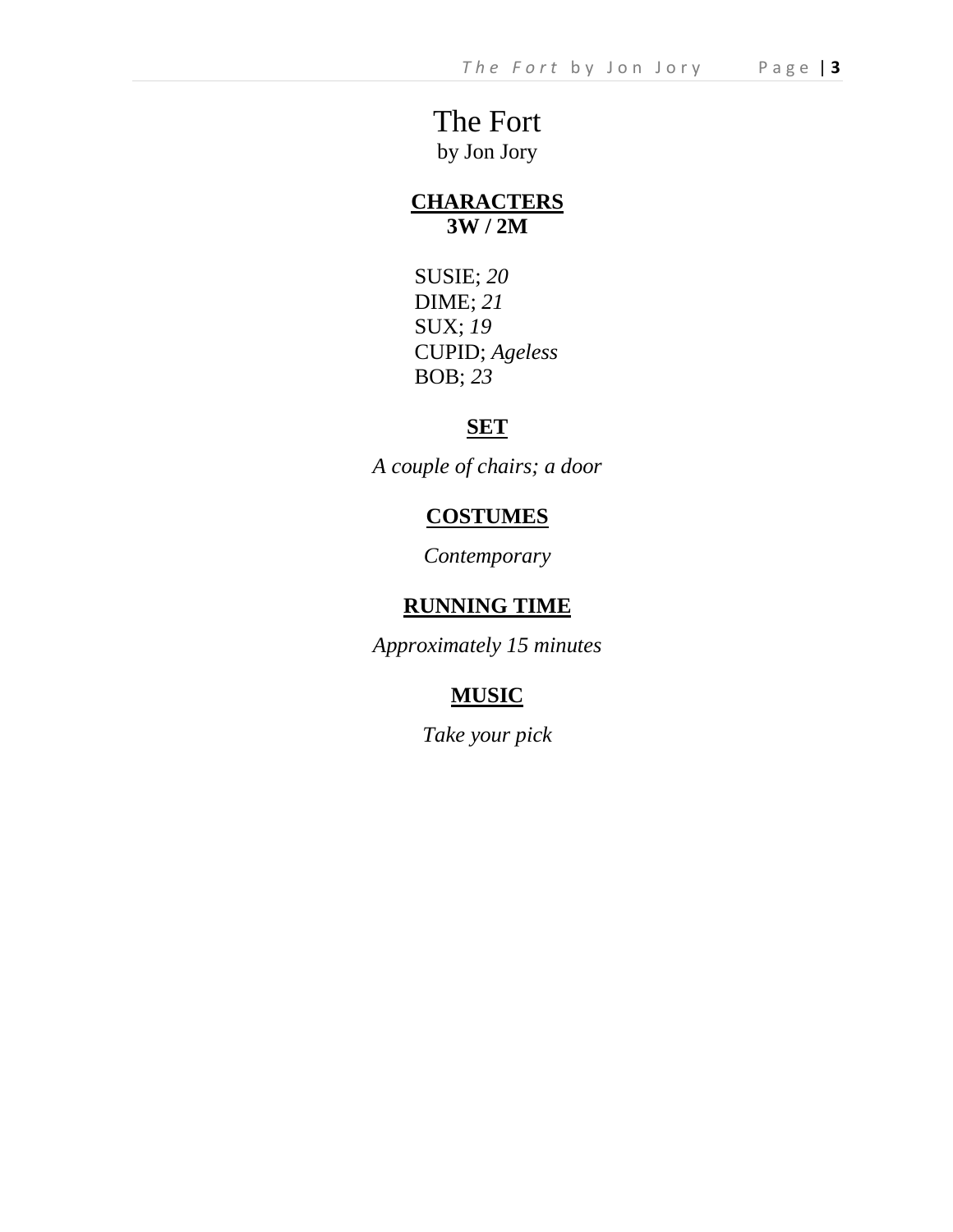# The Fort

by Jon Jory

**CHARACTERS**
**3W / 2M**

SUSIE; *20*
DIME; *21*
SUX; *19*
CUPID; *Ageless*
BOB; *23*

**SET**

*A couple of chairs; a door*

**COSTUMES**

*Contemporary*

**RUNNING TIME**

*Approximately 15 minutes*

**MUSIC**

*Take your pick*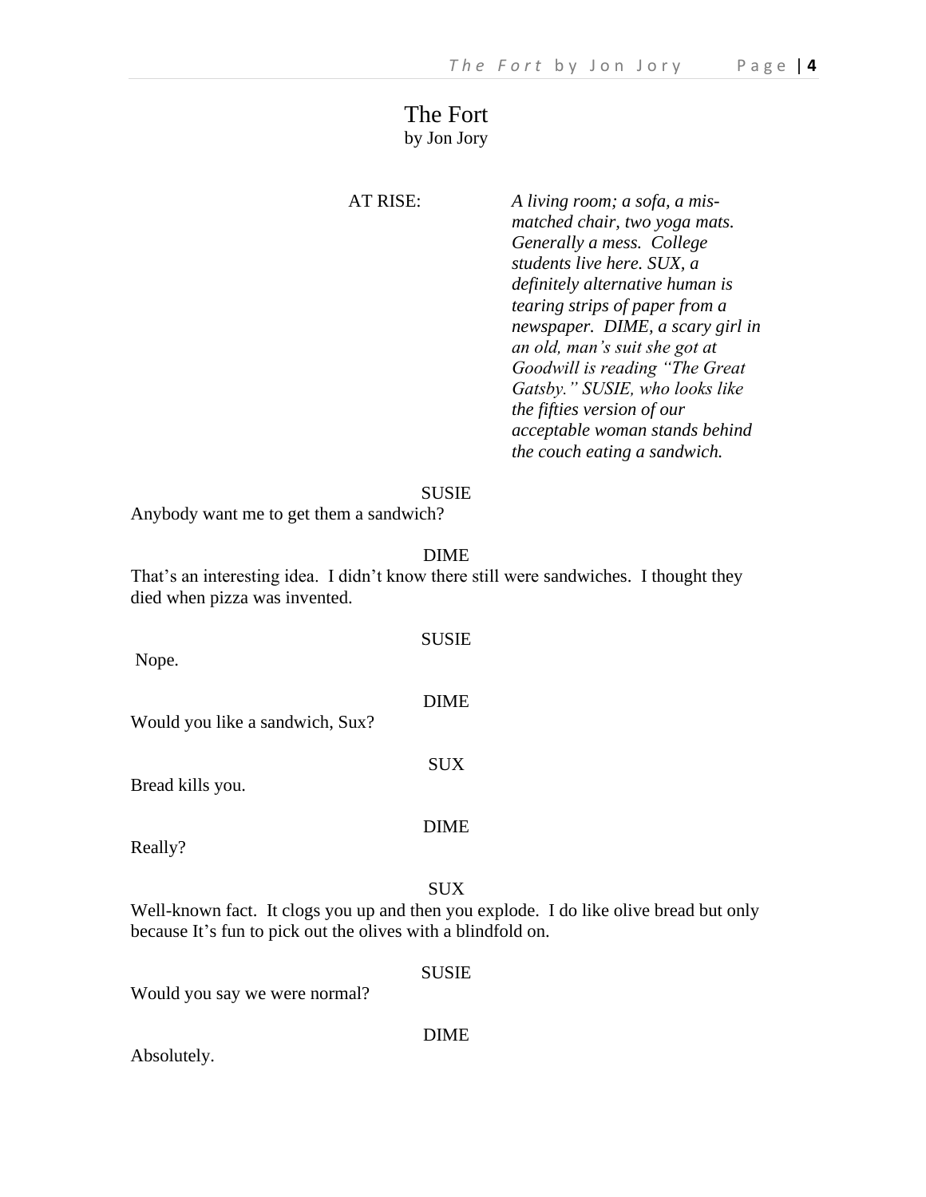# The Fort

by Jon Jory

AT RISE: *A living room; a sofa, a mis-matched chair, two yoga mats. Generally a mess. College students live here. SUX, a definitely alternative human is tearing strips of paper from a newspaper. DIME, a scary girl in an old, man's suit she got at Goodwill is reading "The Great Gatsby." SUSIE, who looks like the fifties version of our acceptable woman stands behind the couch eating a sandwich.*

SUSIE

Anybody want me to get them a sandwich?

DIME

That's an interesting idea. I didn't know there still were sandwiches. I thought they died when pizza was invented.

SUSIE

Nope.

DIME

Would you like a sandwich, Sux?

SUX

Bread kills you.

DIME

Really?

SUX

Well-known fact. It clogs you up and then you explode. I do like olive bread but only because It's fun to pick out the olives with a blindfold on.

SUSIE

Would you say we were normal?

DIME

Absolutely.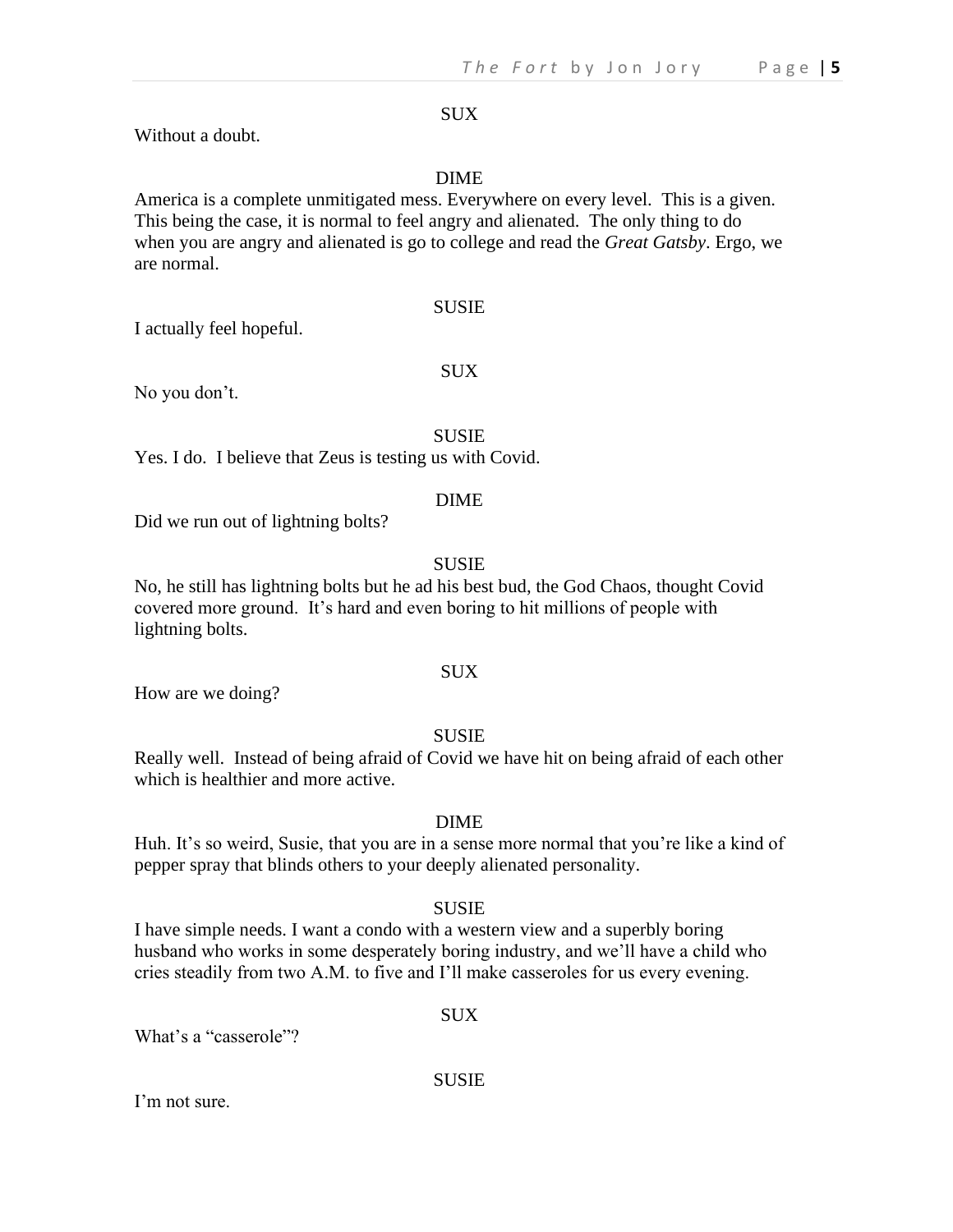SUX

Without a doubt.

DIME

America is a complete unmitigated mess. Everywhere on every level. This is a given. This being the case, it is normal to feel angry and alienated. The only thing to do when you are angry and alienated is go to college and read the *Great Gatsby*. Ergo, we are normal.

SUSIE

I actually feel hopeful.

SUX

No you don't.

SUSIE

Yes. I do. I believe that Zeus is testing us with Covid.

DIME

Did we run out of lightning bolts?

SUSIE

No, he still has lightning bolts but he ad his best bud, the God Chaos, thought Covid covered more ground. It's hard and even boring to hit millions of people with lightning bolts.

SUX

How are we doing?

SUSIE

Really well. Instead of being afraid of Covid we have hit on being afraid of each other which is healthier and more active.

DIME

Huh. It's so weird, Susie, that you are in a sense more normal that you're like a kind of pepper spray that blinds others to your deeply alienated personality.

SUSIE

I have simple needs. I want a condo with a western view and a superbly boring husband who works in some desperately boring industry, and we'll have a child who cries steadily from two A.M. to five and I'll make casseroles for us every evening.

SUX

What's a "casserole"?

SUSIE

I'm not sure.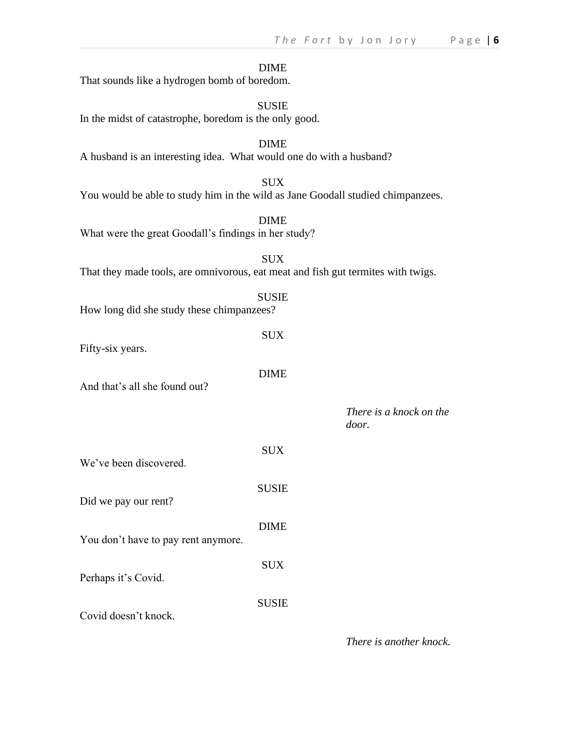DIME

That sounds like a hydrogen bomb of boredom.

SUSIE

In the midst of catastrophe, boredom is the only good.

DIME

A husband is an interesting idea. What would one do with a husband?

SUX

You would be able to study him in the wild as Jane Goodall studied chimpanzees.

DIME

What were the great Goodall's findings in her study?

SUX

That they made tools, are omnivorous, eat meat and fish gut termites with twigs.

SUSIE

How long did she study these chimpanzees?

SUX

Fifty-six years.

DIME

And that's all she found out?

*There is a knock on the door.*

SUX

We've been discovered.

SUSIE

Did we pay our rent?

DIME

You don't have to pay rent anymore.

SUX

Perhaps it's Covid.

SUSIE

Covid doesn't knock.

*There is another knock.*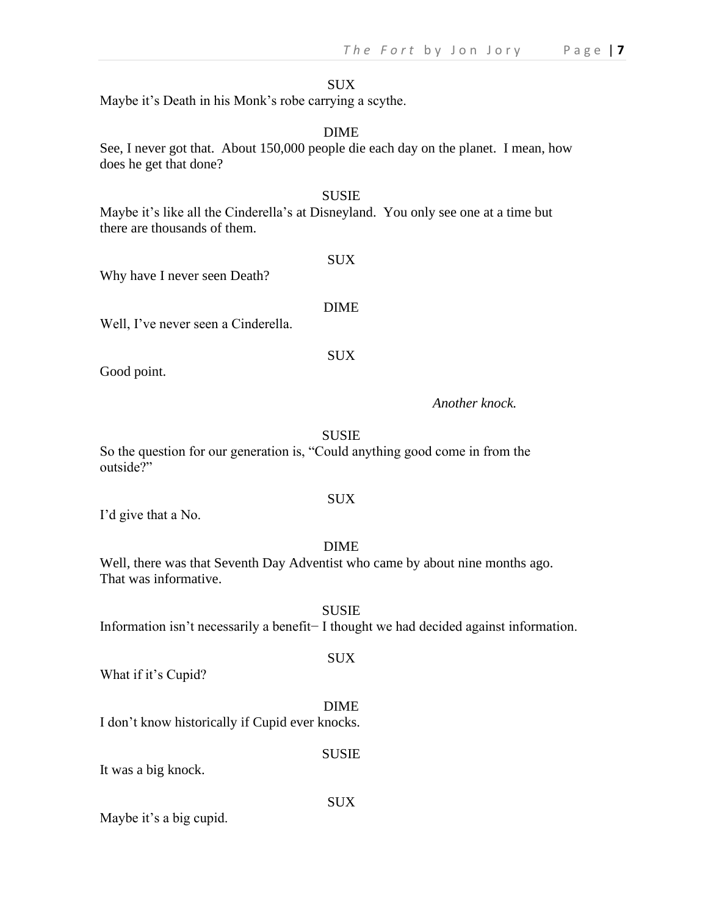SUX

Maybe it's Death in his Monk's robe carrying a scythe.

DIME

See, I never got that. About 150,000 people die each day on the planet. I mean, how does he get that done?

SUSIE

Maybe it's like all the Cinderella's at Disneyland. You only see one at a time but there are thousands of them.

SUX

Why have I never seen Death?

DIME

Well, I've never seen a Cinderella.

SUX

Good point.

*Another knock.*

SUSIE

So the question for our generation is, "Could anything good come in from the outside?"

SUX

I'd give that a No.

DIME

Well, there was that Seventh Day Adventist who came by about nine months ago. That was informative.

SUSIE

Information isn't necessarily a benefit− I thought we had decided against information.

SUX

What if it's Cupid?

DIME

I don't know historically if Cupid ever knocks.

SUSIE

It was a big knock.

SUX

Maybe it's a big cupid.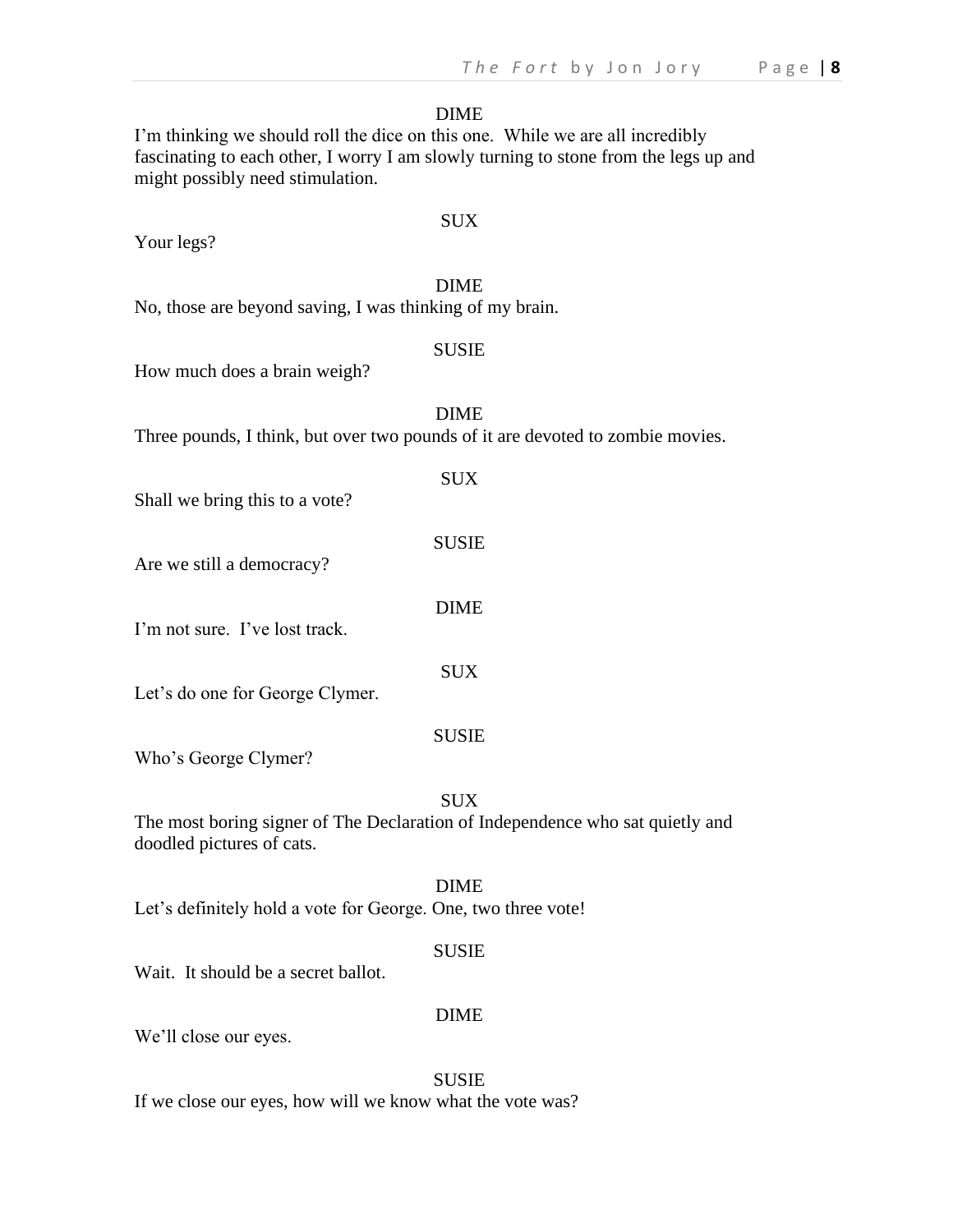DIME

I'm thinking we should roll the dice on this one. While we are all incredibly fascinating to each other, I worry I am slowly turning to stone from the legs up and might possibly need stimulation.

SUX

Your legs?

DIME

No, those are beyond saving, I was thinking of my brain.

SUSIE

How much does a brain weigh?

DIME

Three pounds, I think, but over two pounds of it are devoted to zombie movies.

SUX

Shall we bring this to a vote?

SUSIE

Are we still a democracy?

DIME

I'm not sure. I've lost track.

SUX

Let's do one for George Clymer.

SUSIE

Who's George Clymer?

SUX

The most boring signer of The Declaration of Independence who sat quietly and doodled pictures of cats.

DIME

Let's definitely hold a vote for George. One, two three vote!

SUSIE

Wait. It should be a secret ballot.

DIME

We'll close our eyes.

SUSIE

If we close our eyes, how will we know what the vote was?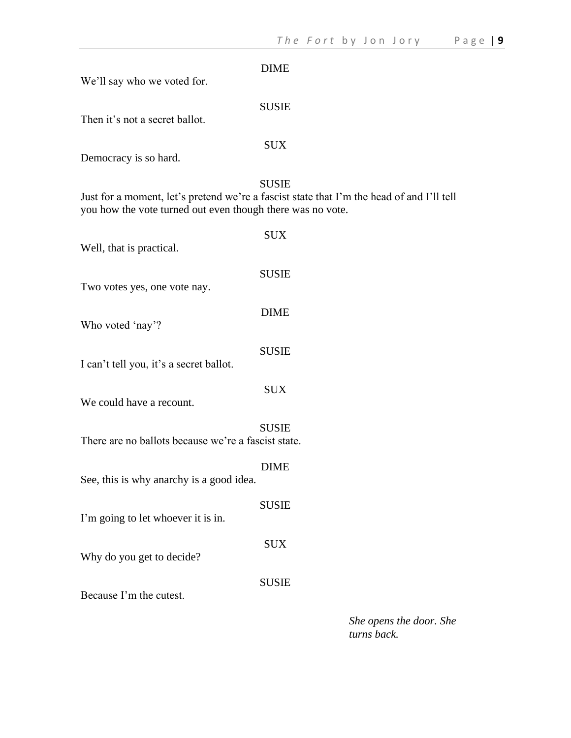DIME

We'll say who we voted for.

SUSIE

Then it's not a secret ballot.

SUX

Democracy is so hard.

SUSIE

Just for a moment, let's pretend we're a fascist state that I'm the head of and I'll tell you how the vote turned out even though there was no vote.

SUX

Well, that is practical.

SUSIE

Two votes yes, one vote nay.

DIME

Who voted 'nay'?

SUSIE

I can't tell you, it's a secret ballot.

SUX

We could have a recount.

SUSIE

There are no ballots because we're a fascist state.

DIME

See, this is why anarchy is a good idea.

SUSIE

I'm going to let whoever it is in.

SUX

Why do you get to decide?

SUSIE

Because I'm the cutest.

*She opens the door. She turns back.*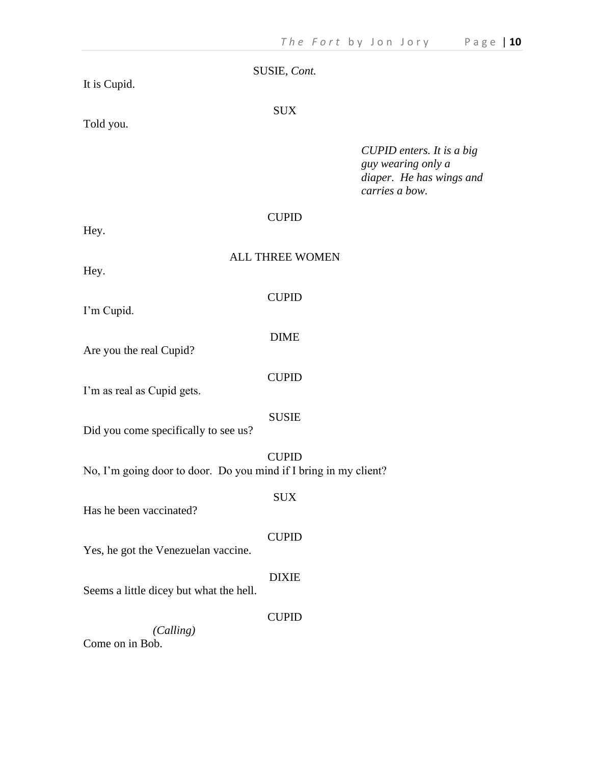SUSIE, *Cont.*

It is Cupid.

SUX

Told you.

*CUPID enters. It is a big guy wearing only a diaper. He has wings and carries a bow.*

CUPID

Hey.

ALL THREE WOMEN

Hey.

CUPID

I'm Cupid.

DIME

Are you the real Cupid?

CUPID

I'm as real as Cupid gets.

SUSIE

Did you come specifically to see us?

CUPID

No, I'm going door to door. Do you mind if I bring in my client?

SUX

Has he been vaccinated?

CUPID

Yes, he got the Venezuelan vaccine.

DIXIE

Seems a little dicey but what the hell.

CUPID

*(Calling)*

Come on in Bob.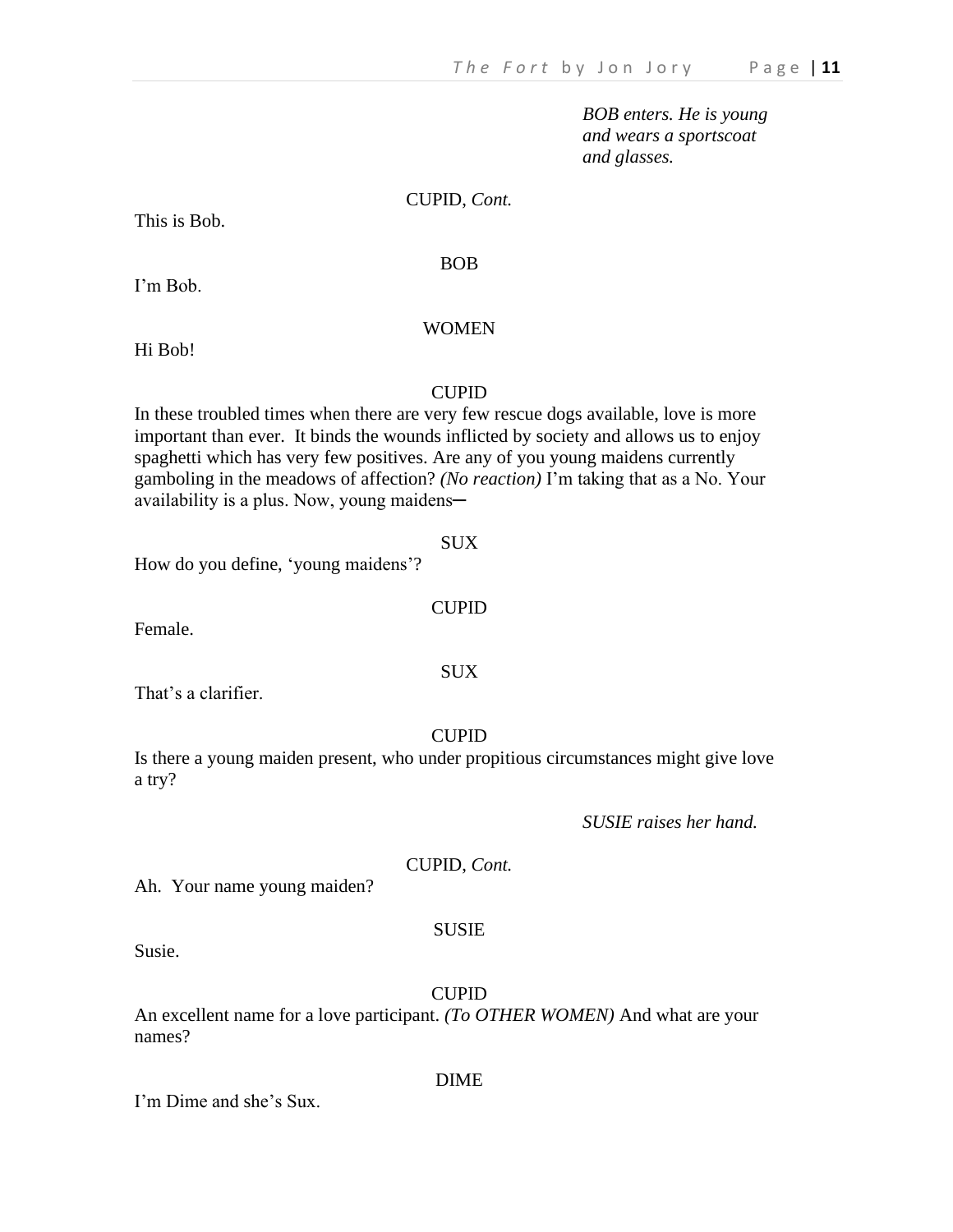*BOB enters. He is young and wears a sportscoat and glasses.*

CUPID, *Cont.*

This is Bob.

BOB

I'm Bob.

WOMEN

Hi Bob!

CUPID

In these troubled times when there are very few rescue dogs available, love is more important than ever. It binds the wounds inflicted by society and allows us to enjoy spaghetti which has very few positives. Are any of you young maidens currently gamboling in the meadows of affection? *(No reaction)* I'm taking that as a No. Your availability is a plus. Now, young maidens─

SUX

How do you define, 'young maidens'?

CUPID

Female.

SUX

That's a clarifier.

CUPID

Is there a young maiden present, who under propitious circumstances might give love a try?

*SUSIE raises her hand.*

CUPID, *Cont.*

Ah. Your name young maiden?

SUSIE

Susie.

CUPID

An excellent name for a love participant. *(To OTHER WOMEN)* And what are your names?

DIME

I'm Dime and she's Sux.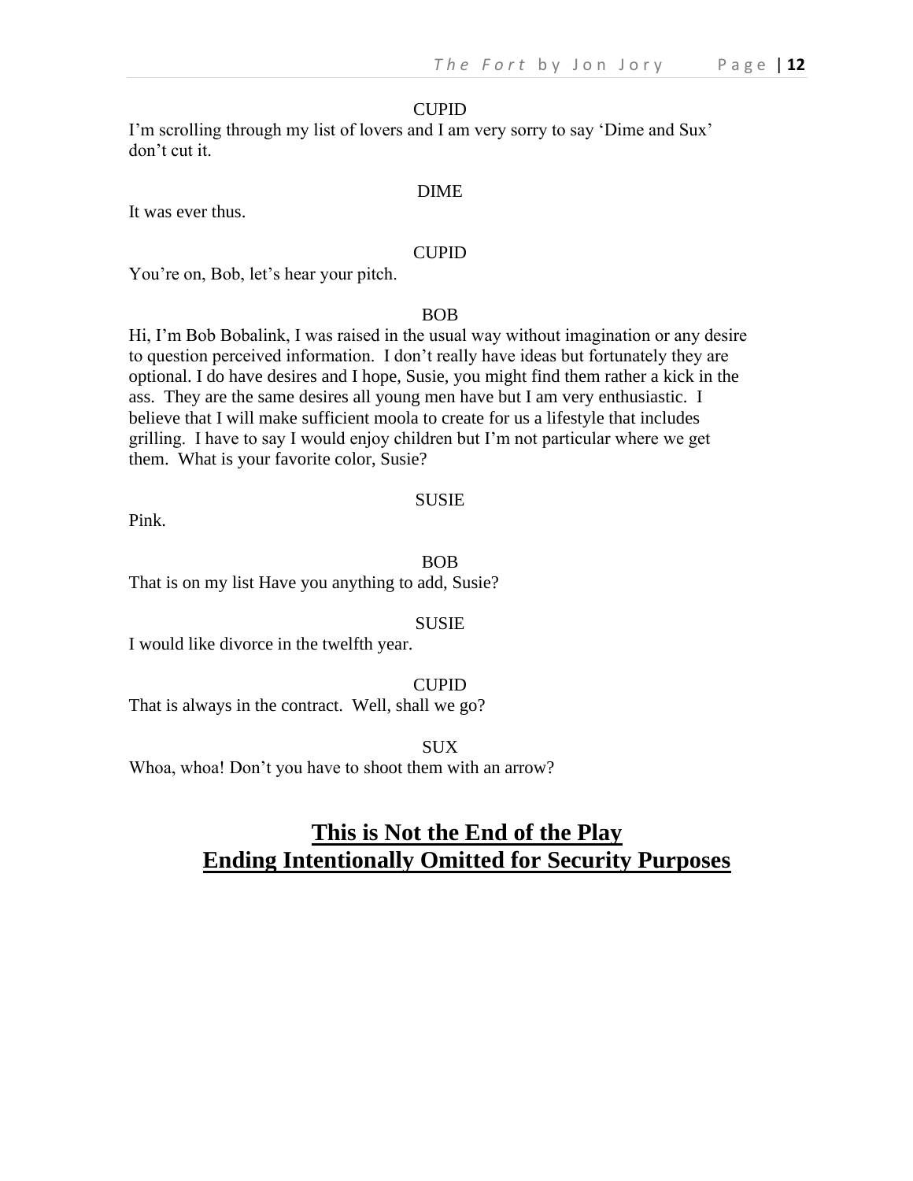CUPID

I'm scrolling through my list of lovers and I am very sorry to say 'Dime and Sux' don't cut it.

DIME

It was ever thus.

CUPID

You're on, Bob, let's hear your pitch.

BOB

Hi, I'm Bob Bobalink, I was raised in the usual way without imagination or any desire to question perceived information. I don't really have ideas but fortunately they are optional. I do have desires and I hope, Susie, you might find them rather a kick in the ass. They are the same desires all young men have but I am very enthusiastic. I believe that I will make sufficient moola to create for us a lifestyle that includes grilling. I have to say I would enjoy children but I'm not particular where we get them. What is your favorite color, Susie?

SUSIE

Pink.

BOB

That is on my list Have you anything to add, Susie?

SUSIE

I would like divorce in the twelfth year.

CUPID

That is always in the contract. Well, shall we go?

SUX

Whoa, whoa! Don't you have to shoot them with an arrow?

## **This is Not the End of the Play**
## **Ending Intentionally Omitted for Security Purposes**